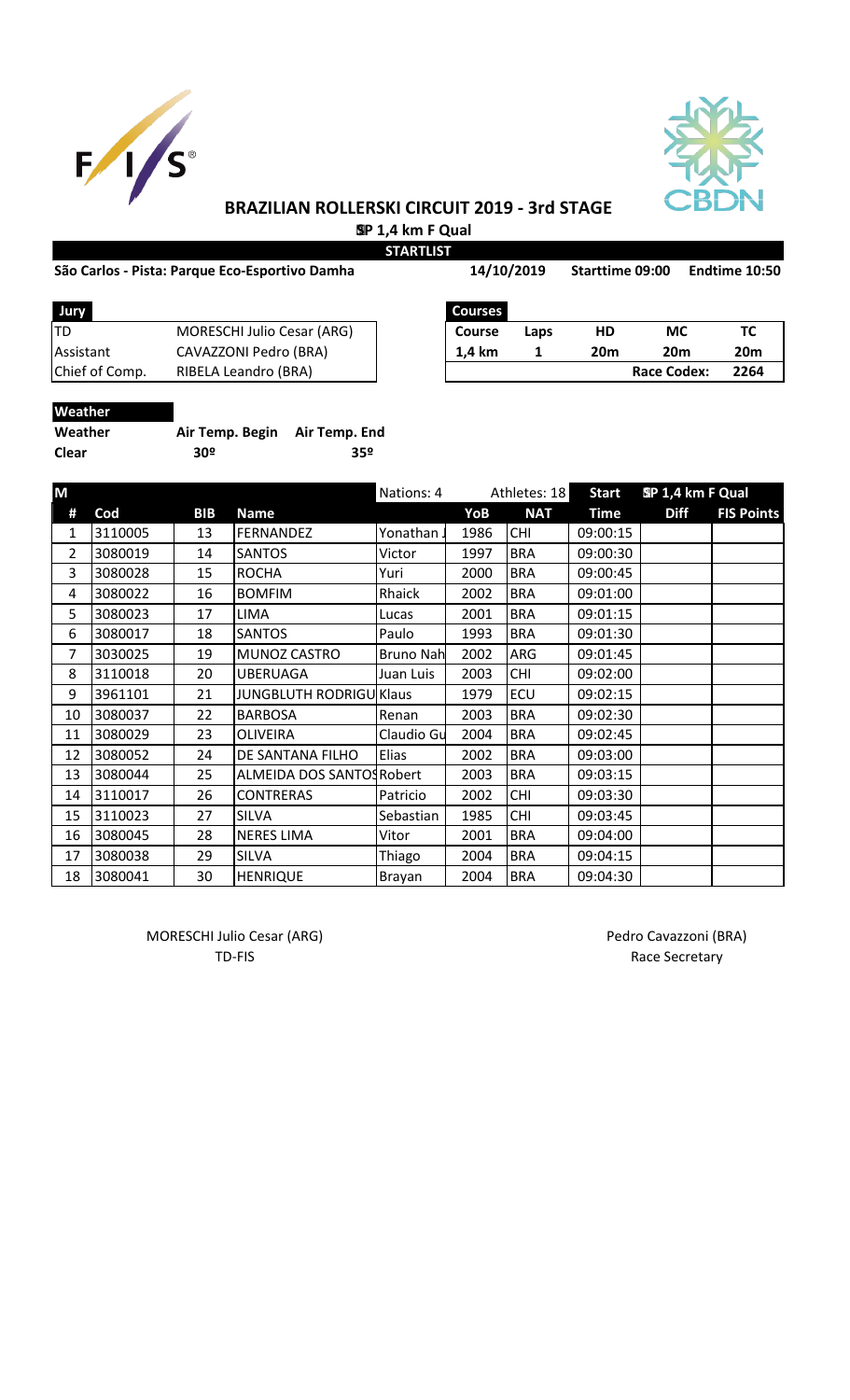# BRAZILIAN ROLLERSKI CIRCUIT 2019 - 3rd STAGE

**SP 1,4 km F Qual**

**STARTLIST**

**São Carlos - Pista: Parque Eco-Esportivo Damha** **14/10/2019** **Starttime 09:00** **Endtime 10:50**

| Jury | |
|---|---|
| TD | MORESCHI Julio Cesar (ARG) |
| Assistant | CAVAZZONI Pedro (BRA) |
| Chief of Comp. | RIBELA Leandro (BRA) |

| Courses | | | | |
|---|---|---|---|---|
| **Course** | **Laps** | **HD** | **MC** | **TC** |
| **1,4 km** | **1** | **20m** | **20m** | **20m** |
| | | | **Race Codex:** | **2264** |

**Weather**

| Weather | Air Temp. Begin | Air Temp. End |
|---|---|---|
| Clear | 30º | 35º |

| M | | | | Nations: 4 | | Athletes: 18 | Start | SP 1,4 km F Qual | |
|---|---|---|---|---|---|---|---|---|---|
| # | Cod | BIB | Name | | YoB | NAT | Time | Diff | FIS Points |
| 1 | 3110005 | 13 | FERNANDEZ | Yonathan J | 1986 | CHI | 09:00:15 | | |
| 2 | 3080019 | 14 | SANTOS | Victor | 1997 | BRA | 09:00:30 | | |
| 3 | 3080028 | 15 | ROCHA | Yuri | 2000 | BRA | 09:00:45 | | |
| 4 | 3080022 | 16 | BOMFIM | Rhaick | 2002 | BRA | 09:01:00 | | |
| 5 | 3080023 | 17 | LIMA | Lucas | 2001 | BRA | 09:01:15 | | |
| 6 | 3080017 | 18 | SANTOS | Paulo | 1993 | BRA | 09:01:30 | | |
| 7 | 3030025 | 19 | MUNOZ CASTRO | Bruno Nah | 2002 | ARG | 09:01:45 | | |
| 8 | 3110018 | 20 | UBERUAGA | Juan Luis | 2003 | CHI | 09:02:00 | | |
| 9 | 3961101 | 21 | JUNGBLUTH RODRIGU | Klaus | 1979 | ECU | 09:02:15 | | |
| 10 | 3080037 | 22 | BARBOSA | Renan | 2003 | BRA | 09:02:30 | | |
| 11 | 3080029 | 23 | OLIVEIRA | Claudio Gu | 2004 | BRA | 09:02:45 | | |
| 12 | 3080052 | 24 | DE SANTANA FILHO | Elias | 2002 | BRA | 09:03:00 | | |
| 13 | 3080044 | 25 | ALMEIDA DOS SANTOS | Robert | 2003 | BRA | 09:03:15 | | |
| 14 | 3110017 | 26 | CONTRERAS | Patricio | 2002 | CHI | 09:03:30 | | |
| 15 | 3110023 | 27 | SILVA | Sebastian | 1985 | CHI | 09:03:45 | | |
| 16 | 3080045 | 28 | NERES LIMA | Vitor | 2001 | BRA | 09:04:00 | | |
| 17 | 3080038 | 29 | SILVA | Thiago | 2004 | BRA | 09:04:15 | | |
| 18 | 3080041 | 30 | HENRIQUE | Brayan | 2004 | BRA | 09:04:30 | | |

MORESCHI Julio Cesar (ARG)
TD-FIS

Pedro Cavazzoni (BRA)
Race Secretary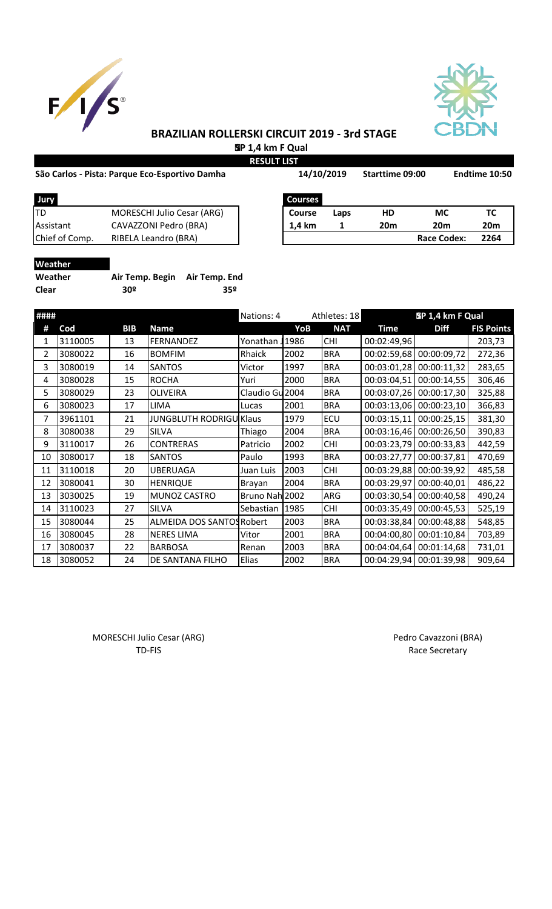# BRAZILIAN ROLLERSKI CIRCUIT 2019 - 3rd STAGE

**SP 1,4 km F Qual**

**RESULT LIST**

**São Carlos - Pista: Parque Eco-Esportivo Damha** | **14/10/2019** | **Starttime 09:00** | **Endtime 10:50**

| Jury | |
|---|---|
| TD | MORESCHI Julio Cesar (ARG) |
| Assistant | CAVAZZONI Pedro (BRA) |
| Chief of Comp. | RIBELA Leandro (BRA) |

| Courses | | | | |
|---|---|---|---|---|
| Course | Laps | HD | MC | TC |
| 1,4 km | 1 | 20m | 20m | 20m |
| | | | Race Codex: | 2264 |

**Weather**

| Weather | Air Temp. Begin | Air Temp. End |
|---|---|---|
| Clear | 30º | 35º |

| #### | | | | Nations: 4 | | Athletes: 18 | SP 1,4 km F Qual | | |
|---|---|---|---|---|---|---|---|---|---|
| # | Cod | BIB | Name | | YoB | NAT | Time | Diff | FIS Points |
| 1 | 3110005 | 13 | FERNANDEZ | Yonathan J | 1986 | CHI | 00:02:49,96 | | 203,73 |
| 2 | 3080022 | 16 | BOMFIM | Rhaick | 2002 | BRA | 00:02:59,68 | 00:00:09,72 | 272,36 |
| 3 | 3080019 | 14 | SANTOS | Victor | 1997 | BRA | 00:03:01,28 | 00:00:11,32 | 283,65 |
| 4 | 3080028 | 15 | ROCHA | Yuri | 2000 | BRA | 00:03:04,51 | 00:00:14,55 | 306,46 |
| 5 | 3080029 | 23 | OLIVEIRA | Claudio Gu | 2004 | BRA | 00:03:07,26 | 00:00:17,30 | 325,88 |
| 6 | 3080023 | 17 | LIMA | Lucas | 2001 | BRA | 00:03:13,06 | 00:00:23,10 | 366,83 |
| 7 | 3961101 | 21 | JUNGBLUTH RODRIGU | Klaus | 1979 | ECU | 00:03:15,11 | 00:00:25,15 | 381,30 |
| 8 | 3080038 | 29 | SILVA | Thiago | 2004 | BRA | 00:03:16,46 | 00:00:26,50 | 390,83 |
| 9 | 3110017 | 26 | CONTRERAS | Patricio | 2002 | CHI | 00:03:23,79 | 00:00:33,83 | 442,59 |
| 10 | 3080017 | 18 | SANTOS | Paulo | 1993 | BRA | 00:03:27,77 | 00:00:37,81 | 470,69 |
| 11 | 3110018 | 20 | UBERUAGA | Juan Luis | 2003 | CHI | 00:03:29,88 | 00:00:39,92 | 485,58 |
| 12 | 3080041 | 30 | HENRIQUE | Brayan | 2004 | BRA | 00:03:29,97 | 00:00:40,01 | 486,22 |
| 13 | 3030025 | 19 | MUNOZ CASTRO | Bruno Nah | 2002 | ARG | 00:03:30,54 | 00:00:40,58 | 490,24 |
| 14 | 3110023 | 27 | SILVA | Sebastian | 1985 | CHI | 00:03:35,49 | 00:00:45,53 | 525,19 |
| 15 | 3080044 | 25 | ALMEIDA DOS SANTOS | Robert | 2003 | BRA | 00:03:38,84 | 00:00:48,88 | 548,85 |
| 16 | 3080045 | 28 | NERES LIMA | Vitor | 2001 | BRA | 00:04:00,80 | 00:01:10,84 | 703,89 |
| 17 | 3080037 | 22 | BARBOSA | Renan | 2003 | BRA | 00:04:04,64 | 00:01:14,68 | 731,01 |
| 18 | 3080052 | 24 | DE SANTANA FILHO | Elias | 2002 | BRA | 00:04:29,94 | 00:01:39,98 | 909,64 |

MORESCHI Julio Cesar (ARG)
TD-FIS

Pedro Cavazzoni (BRA)
Race Secretary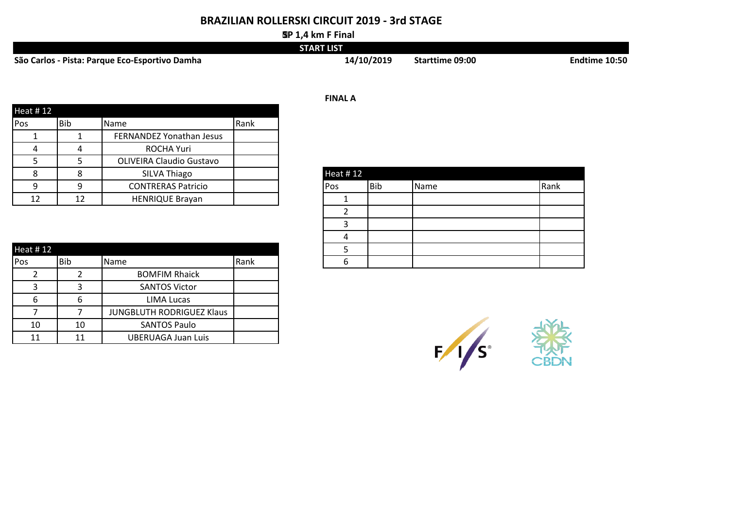# BRAZILIAN ROLLERSKI CIRCUIT 2019 - 3rd STAGE

**SP 1,4 km F Final**

**START LIST**

**São Carlos - Pista: Parque Eco-Esportivo Damha** **14/10/2019** **Starttime 09:00** **Endtime 10:50**

**FINAL A**

| Heat # 12 | | | |
|---|---|---|---|
| Pos | Bib | Name | Rank |
| 1 | 1 | FERNANDEZ Yonathan Jesus | |
| 4 | 4 | ROCHA Yuri | |
| 5 | 5 | OLIVEIRA Claudio Gustavo | |
| 8 | 8 | SILVA Thiago | |
| 9 | 9 | CONTRERAS Patricio | |
| 12 | 12 | HENRIQUE Brayan | |

| Heat # 12 | | | |
|---|---|---|---|
| Pos | Bib | Name | Rank |
| 2 | 2 | BOMFIM Rhaick | |
| 3 | 3 | SANTOS Victor | |
| 6 | 6 | LIMA Lucas | |
| 7 | 7 | JUNGBLUTH RODRIGUEZ Klaus | |
| 10 | 10 | SANTOS Paulo | |
| 11 | 11 | UBERUAGA Juan Luis | |

| Heat # 12 | | | |
|---|---|---|---|
| Pos | Bib | Name | Rank |
| 1 | | | |
| 2 | | | |
| 3 | | | |
| 4 | | | |
| 5 | | | |
| 6 | | | |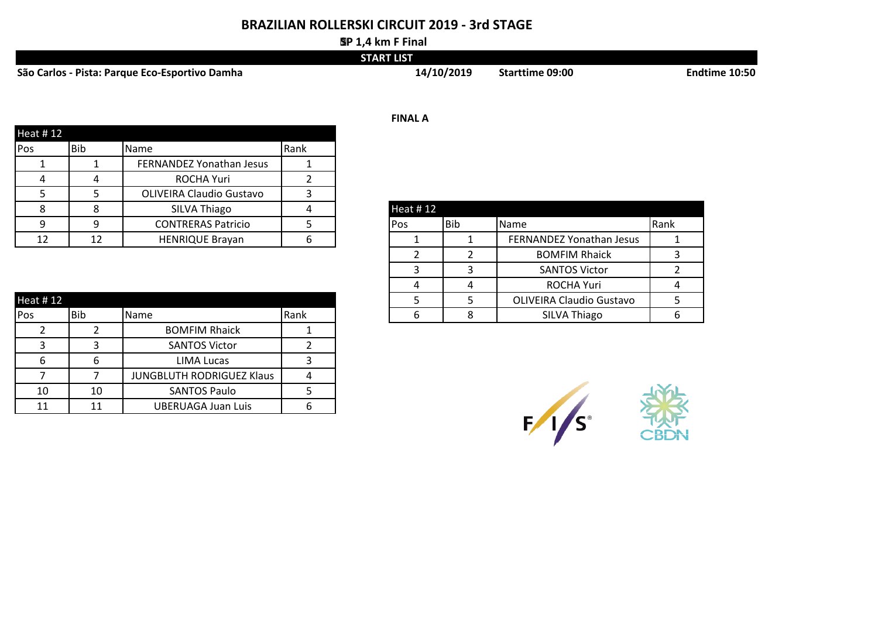# BRAZILIAN ROLLERSKI CIRCUIT 2019 - 3rd STAGE

**SP 1,4 km F Final**

**START LIST**

**São Carlos - Pista: Parque Eco-Esportivo Damha** | **14/10/2019** | **Starttime 09:00** | **Endtime 10:50**

**FINAL A**

| Heat # 12 | | | |
|---|---|---|---|
| Pos | Bib | Name | Rank |
| 1 | 1 | FERNANDEZ Yonathan Jesus | 1 |
| 4 | 4 | ROCHA Yuri | 2 |
| 5 | 5 | OLIVEIRA Claudio Gustavo | 3 |
| 8 | 8 | SILVA Thiago | 4 |
| 9 | 9 | CONTRERAS Patricio | 5 |
| 12 | 12 | HENRIQUE Brayan | 6 |

| Heat # 12 | | | |
|---|---|---|---|
| Pos | Bib | Name | Rank |
| 2 | 2 | BOMFIM Rhaick | 1 |
| 3 | 3 | SANTOS Victor | 2 |
| 6 | 6 | LIMA Lucas | 3 |
| 7 | 7 | JUNGBLUTH RODRIGUEZ Klaus | 4 |
| 10 | 10 | SANTOS Paulo | 5 |
| 11 | 11 | UBERUAGA Juan Luis | 6 |

| Heat # 12 | | | |
|---|---|---|---|
| Pos | Bib | Name | Rank |
| 1 | 1 | FERNANDEZ Yonathan Jesus | 1 |
| 2 | 2 | BOMFIM Rhaick | 3 |
| 3 | 3 | SANTOS Victor | 2 |
| 4 | 4 | ROCHA Yuri | 4 |
| 5 | 5 | OLIVEIRA Claudio Gustavo | 5 |
| 6 | 8 | SILVA Thiago | 6 |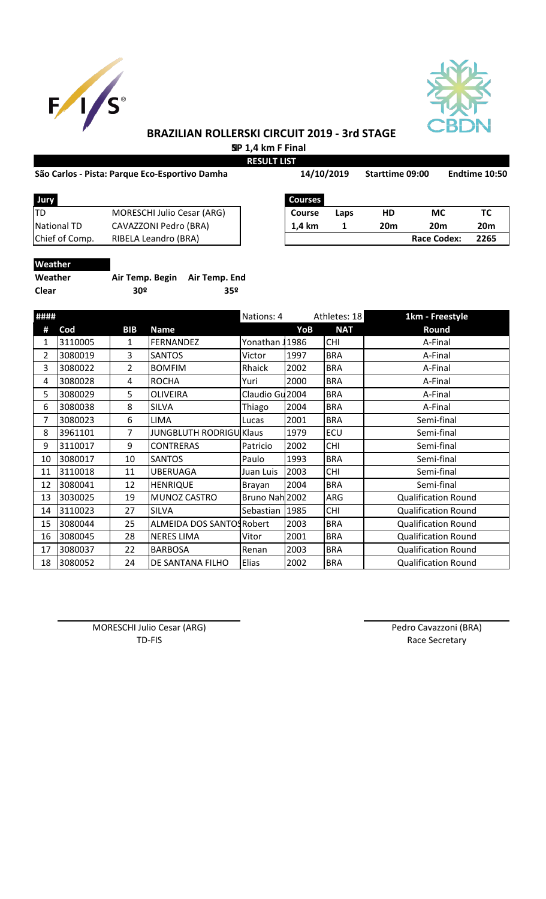# BRAZILIAN ROLLERSKI CIRCUIT 2019 - 3rd STAGE

**SP 1,4 km F Final**

**RESULT LIST**

**São Carlos - Pista: Parque Eco-Esportivo Damha** | **14/10/2019** | **Starttime 09:00** | **Endtime 10:50**

| Jury | |
|---|---|
| TD | MORESCHI Julio Cesar (ARG) |
| National TD | CAVAZZONI Pedro (BRA) |
| Chief of Comp. | RIBELA Leandro (BRA) |

| Courses | | | | |
|---|---|---|---|---|
| Course | Laps | HD | MC | TC |
| 1,4 km | 1 | 20m | 20m | 20m |
| | | | Race Codex: | 2265 |

| Weather | | |
|---|---|---|
| Weather | Air Temp. Begin | Air Temp. End |
| Clear | 30º | 35º |

| #### | | | | Nations: 4 | | Athletes: 18 | 1km - Freestyle |
|---|---|---|---|---|---|---|---|
| # | Cod | BIB | Name | | YoB | NAT | Round |
| 1 | 3110005 | 1 | FERNANDEZ | Yonathan J | 1986 | CHI | A-Final |
| 2 | 3080019 | 3 | SANTOS | Victor | 1997 | BRA | A-Final |
| 3 | 3080022 | 2 | BOMFIM | Rhaick | 2002 | BRA | A-Final |
| 4 | 3080028 | 4 | ROCHA | Yuri | 2000 | BRA | A-Final |
| 5 | 3080029 | 5 | OLIVEIRA | Claudio Gu | 2004 | BRA | A-Final |
| 6 | 3080038 | 8 | SILVA | Thiago | 2004 | BRA | A-Final |
| 7 | 3080023 | 6 | LIMA | Lucas | 2001 | BRA | Semi-final |
| 8 | 3961101 | 7 | JUNGBLUTH RODRIGU | Klaus | 1979 | ECU | Semi-final |
| 9 | 3110017 | 9 | CONTRERAS | Patricio | 2002 | CHI | Semi-final |
| 10 | 3080017 | 10 | SANTOS | Paulo | 1993 | BRA | Semi-final |
| 11 | 3110018 | 11 | UBERUAGA | Juan Luis | 2003 | CHI | Semi-final |
| 12 | 3080041 | 12 | HENRIQUE | Brayan | 2004 | BRA | Semi-final |
| 13 | 3030025 | 19 | MUNOZ CASTRO | Bruno Nah | 2002 | ARG | Qualification Round |
| 14 | 3110023 | 27 | SILVA | Sebastian | 1985 | CHI | Qualification Round |
| 15 | 3080044 | 25 | ALMEIDA DOS SANTOS | Robert | 2003 | BRA | Qualification Round |
| 16 | 3080045 | 28 | NERES LIMA | Vitor | 2001 | BRA | Qualification Round |
| 17 | 3080037 | 22 | BARBOSA | Renan | 2003 | BRA | Qualification Round |
| 18 | 3080052 | 24 | DE SANTANA FILHO | Elias | 2002 | BRA | Qualification Round |

MORESCHI Julio Cesar (ARG)
TD-FIS

Pedro Cavazzoni (BRA)
Race Secretary